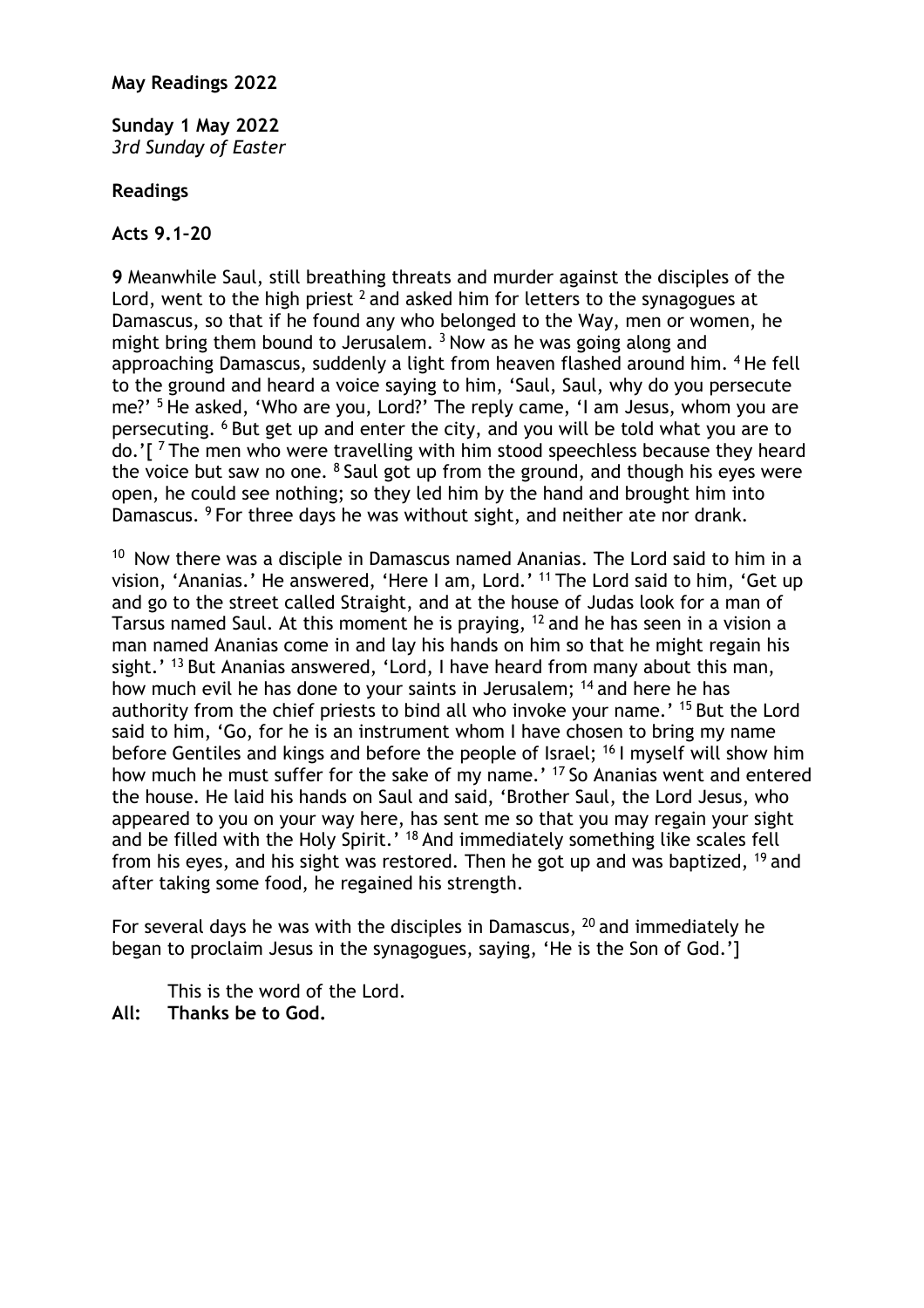**May Readings 2022**

**Sunday 1 May 2022**
*3rd Sunday of Easter*

**Readings**

**Acts 9.1–20**

**9** Meanwhile Saul, still breathing threats and murder against the disciples of the Lord, went to the high priest [2] and asked him for letters to the synagogues at Damascus, so that if he found any who belonged to the Way, men or women, he might bring them bound to Jerusalem. [3] Now as he was going along and approaching Damascus, suddenly a light from heaven flashed around him. [4] He fell to the ground and heard a voice saying to him, 'Saul, Saul, why do you persecute me?' [5] He asked, 'Who are you, Lord?' The reply came, 'I am Jesus, whom you are persecuting. [6] But get up and enter the city, and you will be told what you are to do.'[ [7] The men who were travelling with him stood speechless because they heard the voice but saw no one. [8] Saul got up from the ground, and though his eyes were open, he could see nothing; so they led him by the hand and brought him into Damascus. [9] For three days he was without sight, and neither ate nor drank.

[10] Now there was a disciple in Damascus named Ananias. The Lord said to him in a vision, 'Ananias.' He answered, 'Here I am, Lord.' [11] The Lord said to him, 'Get up and go to the street called Straight, and at the house of Judas look for a man of Tarsus named Saul. At this moment he is praying, [12] and he has seen in a vision a man named Ananias come in and lay his hands on him so that he might regain his sight.' [13] But Ananias answered, 'Lord, I have heard from many about this man, how much evil he has done to your saints in Jerusalem; [14] and here he has authority from the chief priests to bind all who invoke your name.' [15] But the Lord said to him, 'Go, for he is an instrument whom I have chosen to bring my name before Gentiles and kings and before the people of Israel; [16] I myself will show him how much he must suffer for the sake of my name.' [17] So Ananias went and entered the house. He laid his hands on Saul and said, 'Brother Saul, the Lord Jesus, who appeared to you on your way here, has sent me so that you may regain your sight and be filled with the Holy Spirit.' [18] And immediately something like scales fell from his eyes, and his sight was restored. Then he got up and was baptized, [19] and after taking some food, he regained his strength.

For several days he was with the disciples in Damascus, [20] and immediately he began to proclaim Jesus in the synagogues, saying, 'He is the Son of God.']

This is the word of the Lord.
**All: Thanks be to God.**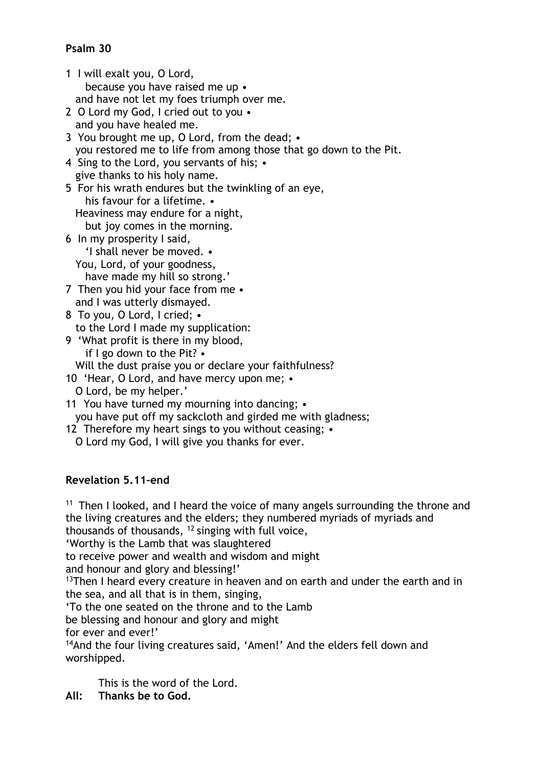**Psalm 30**

1 I will exalt you, O Lord,
  because you have raised me up •
 and have not let my foes triumph over me.
2 O Lord my God, I cried out to you •
 and you have healed me.
3 You brought me up, O Lord, from the dead; •
 you restored me to life from among those that go down to the Pit.
4 Sing to the Lord, you servants of his; •
 give thanks to his holy name.
5 For his wrath endures but the twinkling of an eye,
  his favour for a lifetime. •
 Heaviness may endure for a night,
  but joy comes in the morning.
6 In my prosperity I said,
  'I shall never be moved. •
 You, Lord, of your goodness,
  have made my hill so strong.'
7 Then you hid your face from me •
 and I was utterly dismayed.
8 To you, O Lord, I cried; •
 to the Lord I made my supplication:
9 'What profit is there in my blood,
  if I go down to the Pit? •
 Will the dust praise you or declare your faithfulness?
10 'Hear, O Lord, and have mercy upon me; •
 O Lord, be my helper.'
11 You have turned my mourning into dancing; •
 you have put off my sackcloth and girded me with gladness;
12 Therefore my heart sings to you without ceasing; •
 O Lord my God, I will give you thanks for ever.

**Revelation 5.11-end**

[11] Then I looked, and I heard the voice of many angels surrounding the throne and the living creatures and the elders; they numbered myriads of myriads and thousands of thousands, [12] singing with full voice,
'Worthy is the Lamb that was slaughtered
to receive power and wealth and wisdom and might
and honour and glory and blessing!'
[13]Then I heard every creature in heaven and on earth and under the earth and in the sea, and all that is in them, singing,
'To the one seated on the throne and to the Lamb
be blessing and honour and glory and might
for ever and ever!'
[14]And the four living creatures said, 'Amen!' And the elders fell down and worshipped.

This is the word of the Lord.
**All: Thanks be to God.**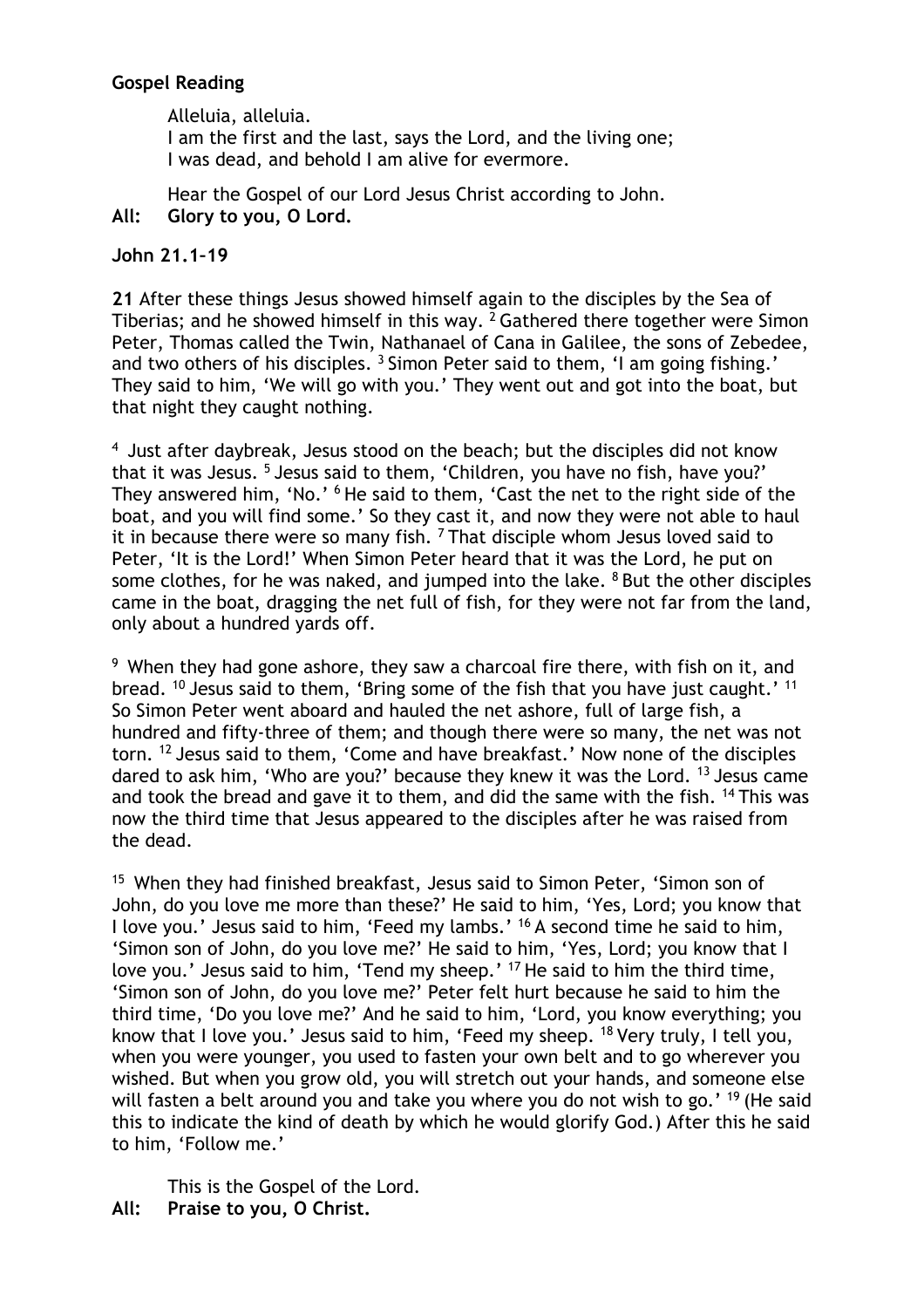**Gospel Reading**

Alleluia, alleluia.
I am the first and the last, says the Lord, and the living one;
I was dead, and behold I am alive for evermore.

Hear the Gospel of our Lord Jesus Christ according to John.

**All: Glory to you, O Lord.**

**John 21.1–19**

**21** After these things Jesus showed himself again to the disciples by the Sea of Tiberias; and he showed himself in this way. [2] Gathered there together were Simon Peter, Thomas called the Twin, Nathanael of Cana in Galilee, the sons of Zebedee, and two others of his disciples. [3] Simon Peter said to them, 'I am going fishing.' They said to him, 'We will go with you.' They went out and got into the boat, but that night they caught nothing.

[4] Just after daybreak, Jesus stood on the beach; but the disciples did not know that it was Jesus. [5] Jesus said to them, 'Children, you have no fish, have you?' They answered him, 'No.' [6] He said to them, 'Cast the net to the right side of the boat, and you will find some.' So they cast it, and now they were not able to haul it in because there were so many fish. [7] That disciple whom Jesus loved said to Peter, 'It is the Lord!' When Simon Peter heard that it was the Lord, he put on some clothes, for he was naked, and jumped into the lake. [8] But the other disciples came in the boat, dragging the net full of fish, for they were not far from the land, only about a hundred yards off.

[9] When they had gone ashore, they saw a charcoal fire there, with fish on it, and bread. [10] Jesus said to them, 'Bring some of the fish that you have just caught.' [11] So Simon Peter went aboard and hauled the net ashore, full of large fish, a hundred and fifty-three of them; and though there were so many, the net was not torn. [12] Jesus said to them, 'Come and have breakfast.' Now none of the disciples dared to ask him, 'Who are you?' because they knew it was the Lord. [13] Jesus came and took the bread and gave it to them, and did the same with the fish. [14] This was now the third time that Jesus appeared to the disciples after he was raised from the dead.

[15] When they had finished breakfast, Jesus said to Simon Peter, 'Simon son of John, do you love me more than these?' He said to him, 'Yes, Lord; you know that I love you.' Jesus said to him, 'Feed my lambs.' [16] A second time he said to him, 'Simon son of John, do you love me?' He said to him, 'Yes, Lord; you know that I love you.' Jesus said to him, 'Tend my sheep.' [17] He said to him the third time, 'Simon son of John, do you love me?' Peter felt hurt because he said to him the third time, 'Do you love me?' And he said to him, 'Lord, you know everything; you know that I love you.' Jesus said to him, 'Feed my sheep. [18] Very truly, I tell you, when you were younger, you used to fasten your own belt and to go wherever you wished. But when you grow old, you will stretch out your hands, and someone else will fasten a belt around you and take you where you do not wish to go.' [19] (He said this to indicate the kind of death by which he would glorify God.) After this he said to him, 'Follow me.'

This is the Gospel of the Lord.

**All: Praise to you, O Christ.**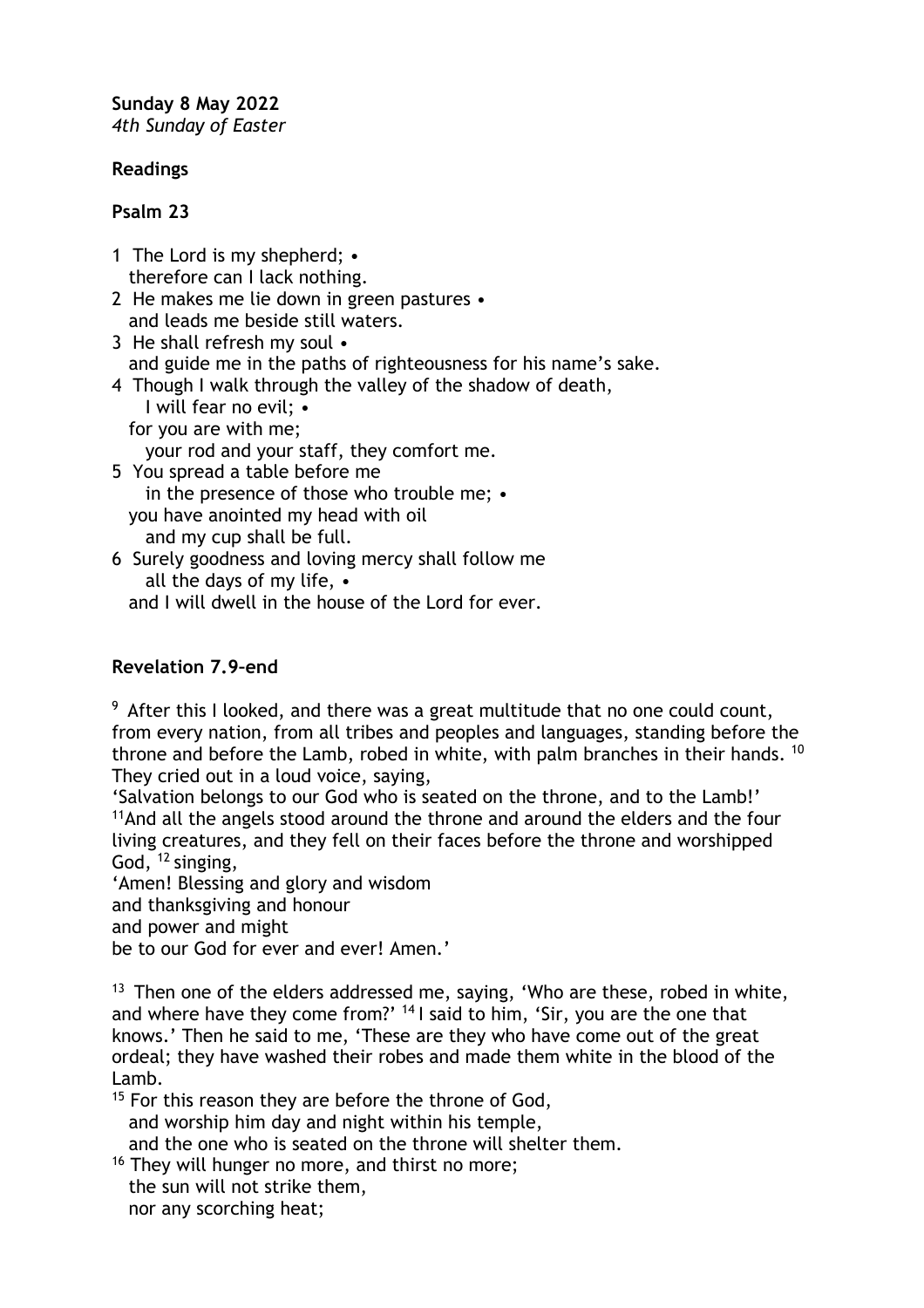**Sunday 8 May 2022**
*4th Sunday of Easter*

**Readings**

**Psalm 23**

1 The Lord is my shepherd; •
therefore can I lack nothing.
2 He makes me lie down in green pastures •
and leads me beside still waters.
3 He shall refresh my soul •
and guide me in the paths of righteousness for his name's sake.
4 Though I walk through the valley of the shadow of death,
I will fear no evil; •
for you are with me;
your rod and your staff, they comfort me.
5 You spread a table before me
in the presence of those who trouble me; •
you have anointed my head with oil
and my cup shall be full.
6 Surely goodness and loving mercy shall follow me
all the days of my life, •
and I will dwell in the house of the Lord for ever.

**Revelation 7.9-end**

[9] After this I looked, and there was a great multitude that no one could count, from every nation, from all tribes and peoples and languages, standing before the throne and before the Lamb, robed in white, with palm branches in their hands. [10] They cried out in a loud voice, saying,
'Salvation belongs to our God who is seated on the throne, and to the Lamb!'
[11]And all the angels stood around the throne and around the elders and the four living creatures, and they fell on their faces before the throne and worshipped God, [12] singing,
'Amen! Blessing and glory and wisdom
and thanksgiving and honour
and power and might
be to our God for ever and ever! Amen.'

[13] Then one of the elders addressed me, saying, 'Who are these, robed in white, and where have they come from?' [14] I said to him, 'Sir, you are the one that knows.' Then he said to me, 'These are they who have come out of the great ordeal; they have washed their robes and made them white in the blood of the Lamb.
[15] For this reason they are before the throne of God,
and worship him day and night within his temple,
and the one who is seated on the throne will shelter them.
[16] They will hunger no more, and thirst no more;
the sun will not strike them,
nor any scorching heat;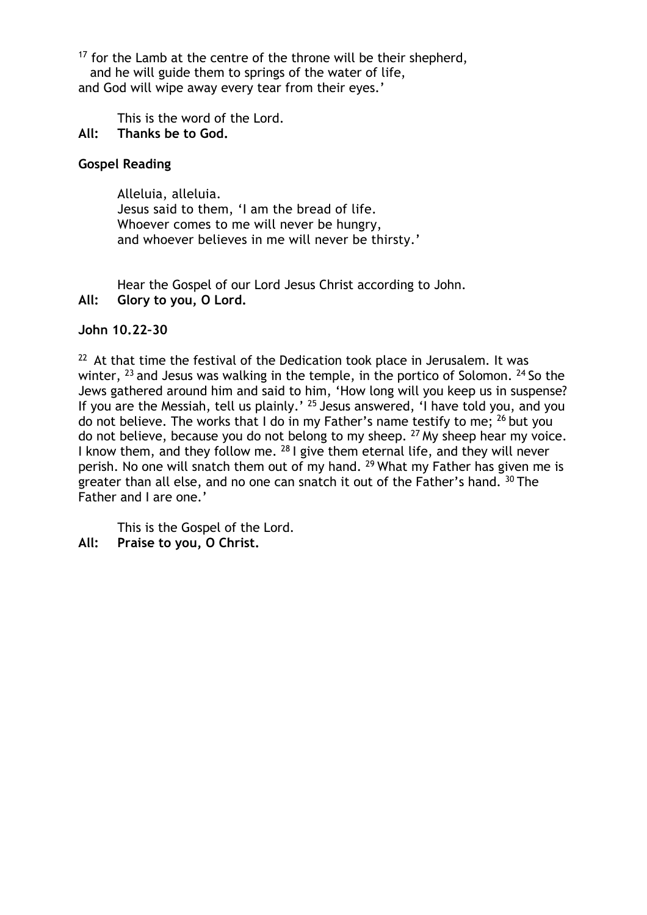[17] for the Lamb at the centre of the throne will be their shepherd,
   and he will guide them to springs of the water of life,
and God will wipe away every tear from their eyes.'

This is the word of the Lord.
**All: Thanks be to God.**

**Gospel Reading**

Alleluia, alleluia.
Jesus said to them, 'I am the bread of life.
Whoever comes to me will never be hungry,
and whoever believes in me will never be thirsty.'

Hear the Gospel of our Lord Jesus Christ according to John.
**All: Glory to you, O Lord.**

**John 10.22–30**

[22] At that time the festival of the Dedication took place in Jerusalem. It was winter, [23] and Jesus was walking in the temple, in the portico of Solomon. [24] So the Jews gathered around him and said to him, 'How long will you keep us in suspense? If you are the Messiah, tell us plainly.' [25] Jesus answered, 'I have told you, and you do not believe. The works that I do in my Father's name testify to me; [26] but you do not believe, because you do not belong to my sheep. [27] My sheep hear my voice. I know them, and they follow me. [28] I give them eternal life, and they will never perish. No one will snatch them out of my hand. [29] What my Father has given me is greater than all else, and no one can snatch it out of the Father's hand. [30] The Father and I are one.'

This is the Gospel of the Lord.
**All: Praise to you, O Christ.**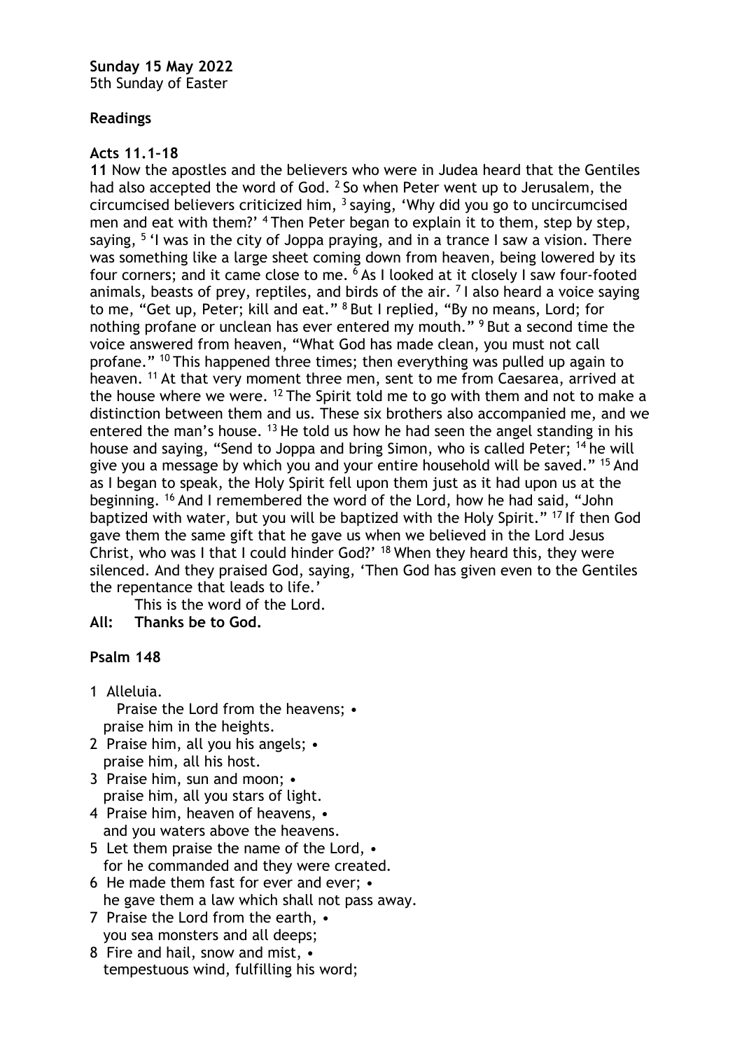**Sunday 15 May 2022**
5th Sunday of Easter

**Readings**

**Acts 11.1–18**

**11** Now the apostles and the believers who were in Judea heard that the Gentiles had also accepted the word of God. [2] So when Peter went up to Jerusalem, the circumcised believers criticized him, [3] saying, 'Why did you go to uncircumcised men and eat with them?' [4] Then Peter began to explain it to them, step by step, saying, [5] 'I was in the city of Joppa praying, and in a trance I saw a vision. There was something like a large sheet coming down from heaven, being lowered by its four corners; and it came close to me. [6] As I looked at it closely I saw four-footed animals, beasts of prey, reptiles, and birds of the air. [7] I also heard a voice saying to me, "Get up, Peter; kill and eat." [8] But I replied, "By no means, Lord; for nothing profane or unclean has ever entered my mouth." [9] But a second time the voice answered from heaven, "What God has made clean, you must not call profane." [10] This happened three times; then everything was pulled up again to heaven. [11] At that very moment three men, sent to me from Caesarea, arrived at the house where we were. [12] The Spirit told me to go with them and not to make a distinction between them and us. These six brothers also accompanied me, and we entered the man's house. [13] He told us how he had seen the angel standing in his house and saying, "Send to Joppa and bring Simon, who is called Peter; [14] he will give you a message by which you and your entire household will be saved." [15] And as I began to speak, the Holy Spirit fell upon them just as it had upon us at the beginning. [16] And I remembered the word of the Lord, how he had said, "John baptized with water, but you will be baptized with the Holy Spirit." [17] If then God gave them the same gift that he gave us when we believed in the Lord Jesus Christ, who was I that I could hinder God?' [18] When they heard this, they were silenced. And they praised God, saying, 'Then God has given even to the Gentiles the repentance that leads to life.'

This is the word of the Lord.
**All: Thanks be to God.**

**Psalm 148**

1 Alleluia.
Praise the Lord from the heavens; •
praise him in the heights.
2 Praise him, all you his angels; •
praise him, all his host.
3 Praise him, sun and moon; •
praise him, all you stars of light.
4 Praise him, heaven of heavens, •
and you waters above the heavens.
5 Let them praise the name of the Lord, •
for he commanded and they were created.
6 He made them fast for ever and ever; •
he gave them a law which shall not pass away.
7 Praise the Lord from the earth, •
you sea monsters and all deeps;
8 Fire and hail, snow and mist, •
tempestuous wind, fulfilling his word;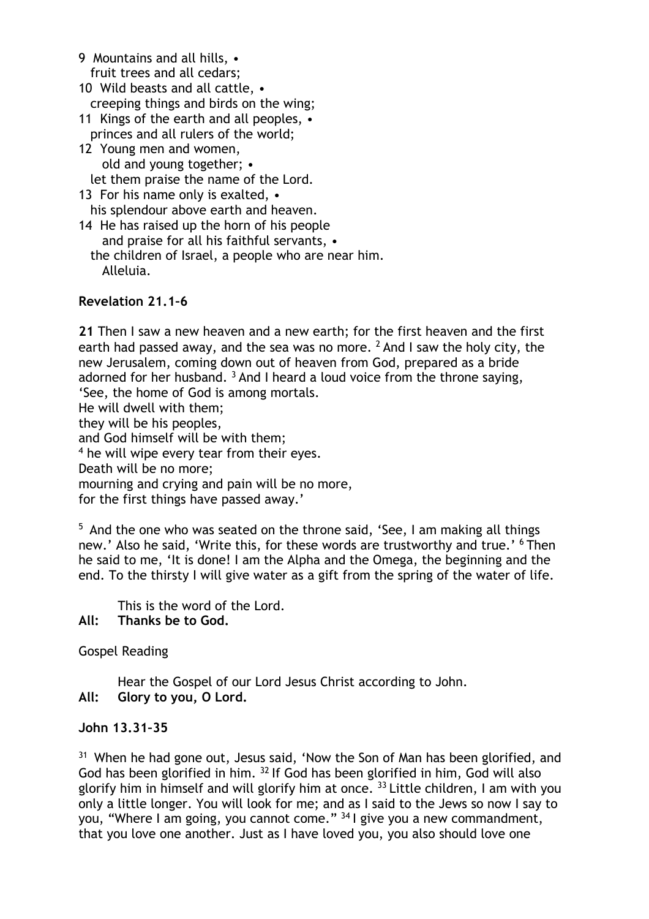9 Mountains and all hills, •
fruit trees and all cedars;

10 Wild beasts and all cattle, •
creeping things and birds on the wing;

11 Kings of the earth and all peoples, •
princes and all rulers of the world;

12 Young men and women,
old and young together; •
let them praise the name of the Lord.

13 For his name only is exalted, •
his splendour above earth and heaven.

14 He has raised up the horn of his people
and praise for all his faithful servants, •
the children of Israel, a people who are near him.
Alleluia.

**Revelation 21.1–6**

**21** Then I saw a new heaven and a new earth; for the first heaven and the first earth had passed away, and the sea was no more. [2] And I saw the holy city, the new Jerusalem, coming down out of heaven from God, prepared as a bride adorned for her husband. [3] And I heard a loud voice from the throne saying,
'See, the home of God is among mortals.
He will dwell with them;
they will be his peoples,
and God himself will be with them;
[4] he will wipe every tear from their eyes.
Death will be no more;
mourning and crying and pain will be no more,
for the first things have passed away.'

[5] And the one who was seated on the throne said, 'See, I am making all things new.' Also he said, 'Write this, for these words are trustworthy and true.' [6] Then he said to me, 'It is done! I am the Alpha and the Omega, the beginning and the end. To the thirsty I will give water as a gift from the spring of the water of life.

This is the word of the Lord.
**All: Thanks be to God.**

Gospel Reading

Hear the Gospel of our Lord Jesus Christ according to John.
**All: Glory to you, O Lord.**

**John 13.31–35**

[31] When he had gone out, Jesus said, 'Now the Son of Man has been glorified, and God has been glorified in him. [32] If God has been glorified in him, God will also glorify him in himself and will glorify him at once. [33] Little children, I am with you only a little longer. You will look for me; and as I said to the Jews so now I say to you, "Where I am going, you cannot come." [34] I give you a new commandment, that you love one another. Just as I have loved you, you also should love one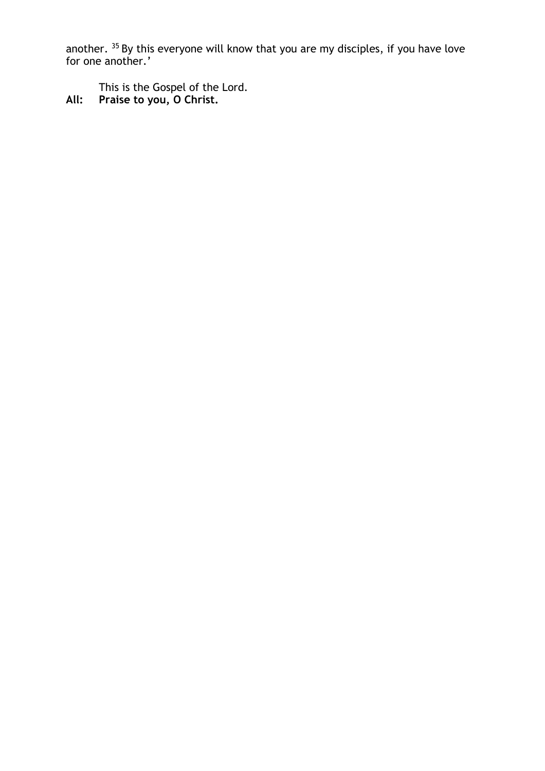another. [35] By this everyone will know that you are my disciples, if you have love for one another.'

This is the Gospel of the Lord.

**All: Praise to you, O Christ.**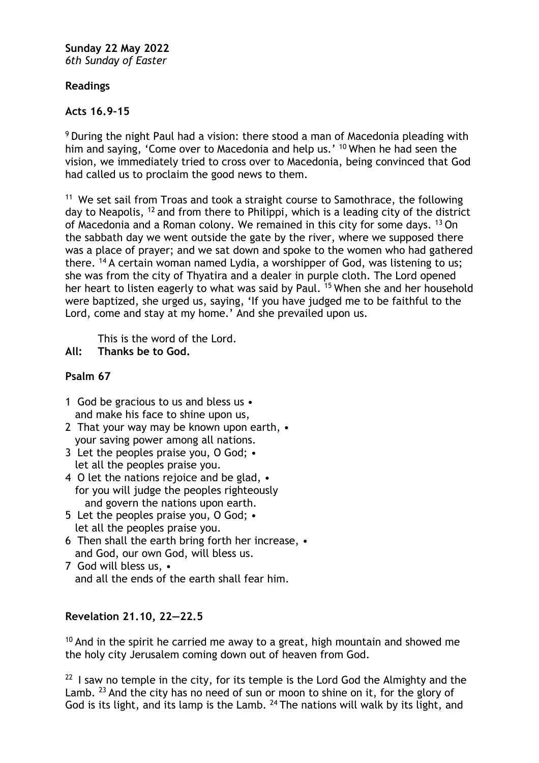**Sunday 22 May 2022**
*6th Sunday of Easter*

**Readings**

**Acts 16.9–15**

[9] During the night Paul had a vision: there stood a man of Macedonia pleading with him and saying, 'Come over to Macedonia and help us.' [10] When he had seen the vision, we immediately tried to cross over to Macedonia, being convinced that God had called us to proclaim the good news to them.

[11] We set sail from Troas and took a straight course to Samothrace, the following day to Neapolis, [12] and from there to Philippi, which is a leading city of the district of Macedonia and a Roman colony. We remained in this city for some days. [13] On the sabbath day we went outside the gate by the river, where we supposed there was a place of prayer; and we sat down and spoke to the women who had gathered there. [14] A certain woman named Lydia, a worshipper of God, was listening to us; she was from the city of Thyatira and a dealer in purple cloth. The Lord opened her heart to listen eagerly to what was said by Paul. [15] When she and her household were baptized, she urged us, saying, 'If you have judged me to be faithful to the Lord, come and stay at my home.' And she prevailed upon us.

This is the word of the Lord.
**All: Thanks be to God.**

**Psalm 67**

1 God be gracious to us and bless us •
  and make his face to shine upon us,
2 That your way may be known upon earth, •
  your saving power among all nations.
3 Let the peoples praise you, O God; •
  let all the peoples praise you.
4 O let the nations rejoice and be glad, •
  for you will judge the peoples righteously
    and govern the nations upon earth.
5 Let the peoples praise you, O God; •
  let all the peoples praise you.
6 Then shall the earth bring forth her increase, •
  and God, our own God, will bless us.
7 God will bless us, •
  and all the ends of the earth shall fear him.

**Revelation 21.10, 22—22.5**

[10] And in the spirit he carried me away to a great, high mountain and showed me the holy city Jerusalem coming down out of heaven from God.

[22] I saw no temple in the city, for its temple is the Lord God the Almighty and the Lamb. [23] And the city has no need of sun or moon to shine on it, for the glory of God is its light, and its lamp is the Lamb. [24] The nations will walk by its light, and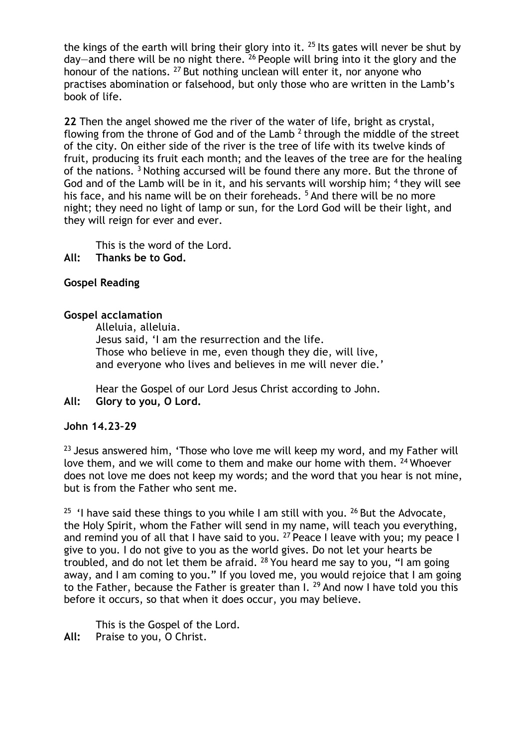the kings of the earth will bring their glory into it. [25] Its gates will never be shut by day—and there will be no night there. [26] People will bring into it the glory and the honour of the nations. [27] But nothing unclean will enter it, nor anyone who practises abomination or falsehood, but only those who are written in the Lamb's book of life.

**22** Then the angel showed me the river of the water of life, bright as crystal, flowing from the throne of God and of the Lamb [2] through the middle of the street of the city. On either side of the river is the tree of life with its twelve kinds of fruit, producing its fruit each month; and the leaves of the tree are for the healing of the nations. [3] Nothing accursed will be found there any more. But the throne of God and of the Lamb will be in it, and his servants will worship him; [4] they will see his face, and his name will be on their foreheads. [5] And there will be no more night; they need no light of lamp or sun, for the Lord God will be their light, and they will reign for ever and ever.

This is the word of the Lord.
**All: Thanks be to God.**

**Gospel Reading**

**Gospel acclamation**

Alleluia, alleluia.
Jesus said, 'I am the resurrection and the life.
Those who believe in me, even though they die, will live,
and everyone who lives and believes in me will never die.'

Hear the Gospel of our Lord Jesus Christ according to John.
**All: Glory to you, O Lord.**

**John 14.23–29**

[23] Jesus answered him, 'Those who love me will keep my word, and my Father will love them, and we will come to them and make our home with them. [24] Whoever does not love me does not keep my words; and the word that you hear is not mine, but is from the Father who sent me.

[25] 'I have said these things to you while I am still with you. [26] But the Advocate, the Holy Spirit, whom the Father will send in my name, will teach you everything, and remind you of all that I have said to you. [27] Peace I leave with you; my peace I give to you. I do not give to you as the world gives. Do not let your hearts be troubled, and do not let them be afraid. [28] You heard me say to you, "I am going away, and I am coming to you." If you loved me, you would rejoice that I am going to the Father, because the Father is greater than I. [29] And now I have told you this before it occurs, so that when it does occur, you may believe.

This is the Gospel of the Lord.
**All:** Praise to you, O Christ.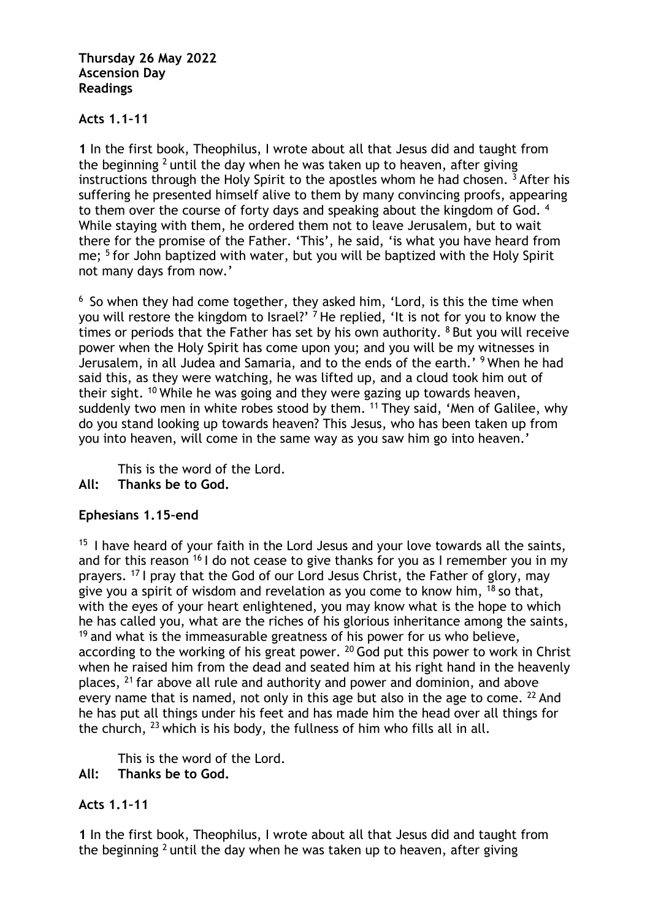**Thursday 26 May 2022**
**Ascension Day**
**Readings**

**Acts 1.1–11**

**1** In the first book, Theophilus, I wrote about all that Jesus did and taught from the beginning [2] until the day when he was taken up to heaven, after giving instructions through the Holy Spirit to the apostles whom he had chosen. [3] After his suffering he presented himself alive to them by many convincing proofs, appearing to them over the course of forty days and speaking about the kingdom of God. [4] While staying with them, he ordered them not to leave Jerusalem, but to wait there for the promise of the Father. 'This', he said, 'is what you have heard from me; [5] for John baptized with water, but you will be baptized with the Holy Spirit not many days from now.'

[6] So when they had come together, they asked him, 'Lord, is this the time when you will restore the kingdom to Israel?' [7] He replied, 'It is not for you to know the times or periods that the Father has set by his own authority. [8] But you will receive power when the Holy Spirit has come upon you; and you will be my witnesses in Jerusalem, in all Judea and Samaria, and to the ends of the earth.' [9] When he had said this, as they were watching, he was lifted up, and a cloud took him out of their sight. [10] While he was going and they were gazing up towards heaven, suddenly two men in white robes stood by them. [11] They said, 'Men of Galilee, why do you stand looking up towards heaven? This Jesus, who has been taken up from you into heaven, will come in the same way as you saw him go into heaven.'

This is the word of the Lord.
**All: Thanks be to God.**

**Ephesians 1.15–end**

[15] I have heard of your faith in the Lord Jesus and your love towards all the saints, and for this reason [16] I do not cease to give thanks for you as I remember you in my prayers. [17] I pray that the God of our Lord Jesus Christ, the Father of glory, may give you a spirit of wisdom and revelation as you come to know him, [18] so that, with the eyes of your heart enlightened, you may know what is the hope to which he has called you, what are the riches of his glorious inheritance among the saints, [19] and what is the immeasurable greatness of his power for us who believe, according to the working of his great power. [20] God put this power to work in Christ when he raised him from the dead and seated him at his right hand in the heavenly places, [21] far above all rule and authority and power and dominion, and above every name that is named, not only in this age but also in the age to come. [22] And he has put all things under his feet and has made him the head over all things for the church, [23] which is his body, the fullness of him who fills all in all.

This is the word of the Lord.
**All: Thanks be to God.**

**Acts 1.1–11**

**1** In the first book, Theophilus, I wrote about all that Jesus did and taught from the beginning [2] until the day when he was taken up to heaven, after giving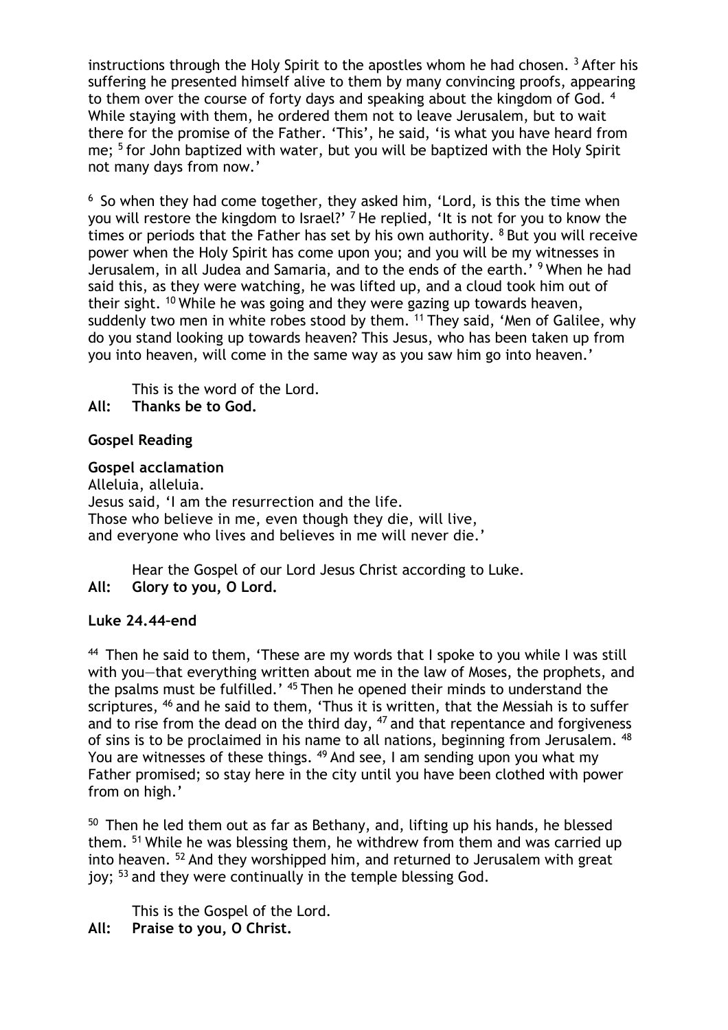instructions through the Holy Spirit to the apostles whom he had chosen. [3] After his suffering he presented himself alive to them by many convincing proofs, appearing to them over the course of forty days and speaking about the kingdom of God. [4] While staying with them, he ordered them not to leave Jerusalem, but to wait there for the promise of the Father. 'This', he said, 'is what you have heard from me; [5] for John baptized with water, but you will be baptized with the Holy Spirit not many days from now.'

[6] So when they had come together, they asked him, 'Lord, is this the time when you will restore the kingdom to Israel?' [7] He replied, 'It is not for you to know the times or periods that the Father has set by his own authority. [8] But you will receive power when the Holy Spirit has come upon you; and you will be my witnesses in Jerusalem, in all Judea and Samaria, and to the ends of the earth.' [9] When he had said this, as they were watching, he was lifted up, and a cloud took him out of their sight. [10] While he was going and they were gazing up towards heaven, suddenly two men in white robes stood by them. [11] They said, 'Men of Galilee, why do you stand looking up towards heaven? This Jesus, who has been taken up from you into heaven, will come in the same way as you saw him go into heaven.'

This is the word of the Lord.
**All: Thanks be to God.**

**Gospel Reading**

**Gospel acclamation**
Alleluia, alleluia.
Jesus said, 'I am the resurrection and the life.
Those who believe in me, even though they die, will live,
and everyone who lives and believes in me will never die.'

Hear the Gospel of our Lord Jesus Christ according to Luke.
**All: Glory to you, O Lord.**

**Luke 24.44–end**

[44] Then he said to them, 'These are my words that I spoke to you while I was still with you—that everything written about me in the law of Moses, the prophets, and the psalms must be fulfilled.' [45] Then he opened their minds to understand the scriptures, [46] and he said to them, 'Thus it is written, that the Messiah is to suffer and to rise from the dead on the third day, [47] and that repentance and forgiveness of sins is to be proclaimed in his name to all nations, beginning from Jerusalem. [48] You are witnesses of these things. [49] And see, I am sending upon you what my Father promised; so stay here in the city until you have been clothed with power from on high.'

[50] Then he led them out as far as Bethany, and, lifting up his hands, he blessed them. [51] While he was blessing them, he withdrew from them and was carried up into heaven. [52] And they worshipped him, and returned to Jerusalem with great joy; [53] and they were continually in the temple blessing God.

This is the Gospel of the Lord.
**All: Praise to you, O Christ.**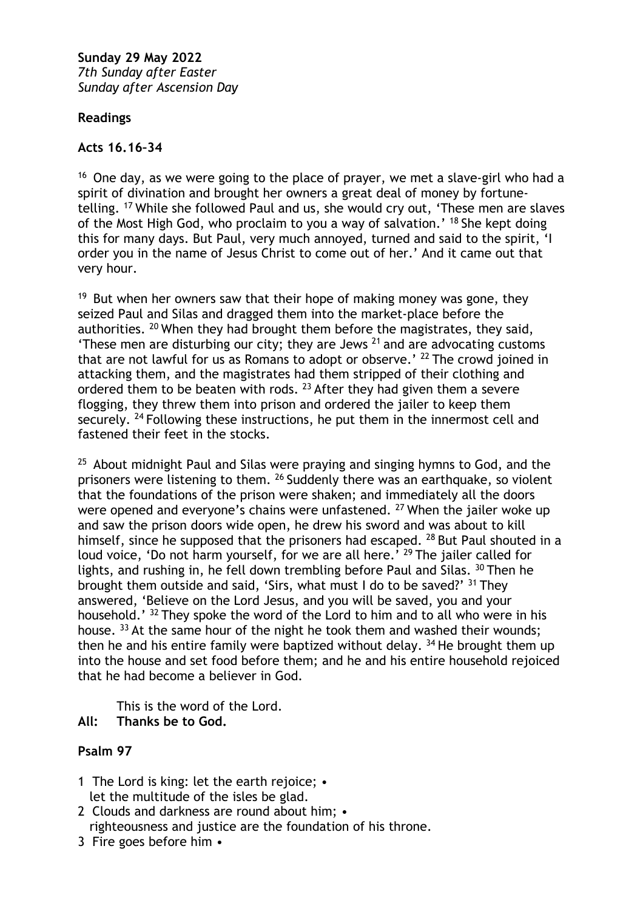**Sunday 29 May 2022**
*7th Sunday after Easter*
*Sunday after Ascension Day*

**Readings**

**Acts 16.16–34**

[16] One day, as we were going to the place of prayer, we met a slave-girl who had a spirit of divination and brought her owners a great deal of money by fortune-telling. [17] While she followed Paul and us, she would cry out, 'These men are slaves of the Most High God, who proclaim to you a way of salvation.' [18] She kept doing this for many days. But Paul, very much annoyed, turned and said to the spirit, 'I order you in the name of Jesus Christ to come out of her.' And it came out that very hour.

[19] But when her owners saw that their hope of making money was gone, they seized Paul and Silas and dragged them into the market-place before the authorities. [20] When they had brought them before the magistrates, they said, 'These men are disturbing our city; they are Jews [21] and are advocating customs that are not lawful for us as Romans to adopt or observe.' [22] The crowd joined in attacking them, and the magistrates had them stripped of their clothing and ordered them to be beaten with rods. [23] After they had given them a severe flogging, they threw them into prison and ordered the jailer to keep them securely. [24] Following these instructions, he put them in the innermost cell and fastened their feet in the stocks.

[25] About midnight Paul and Silas were praying and singing hymns to God, and the prisoners were listening to them. [26] Suddenly there was an earthquake, so violent that the foundations of the prison were shaken; and immediately all the doors were opened and everyone's chains were unfastened. [27] When the jailer woke up and saw the prison doors wide open, he drew his sword and was about to kill himself, since he supposed that the prisoners had escaped. [28] But Paul shouted in a loud voice, 'Do not harm yourself, for we are all here.' [29] The jailer called for lights, and rushing in, he fell down trembling before Paul and Silas. [30] Then he brought them outside and said, 'Sirs, what must I do to be saved?' [31] They answered, 'Believe on the Lord Jesus, and you will be saved, you and your household.' [32] They spoke the word of the Lord to him and to all who were in his house. [33] At the same hour of the night he took them and washed their wounds; then he and his entire family were baptized without delay. [34] He brought them up into the house and set food before them; and he and his entire household rejoiced that he had become a believer in God.

This is the word of the Lord.
**All: Thanks be to God.**

**Psalm 97**

1 The Lord is king: let the earth rejoice; •
let the multitude of the isles be glad.
2 Clouds and darkness are round about him; •
righteousness and justice are the foundation of his throne.
3 Fire goes before him •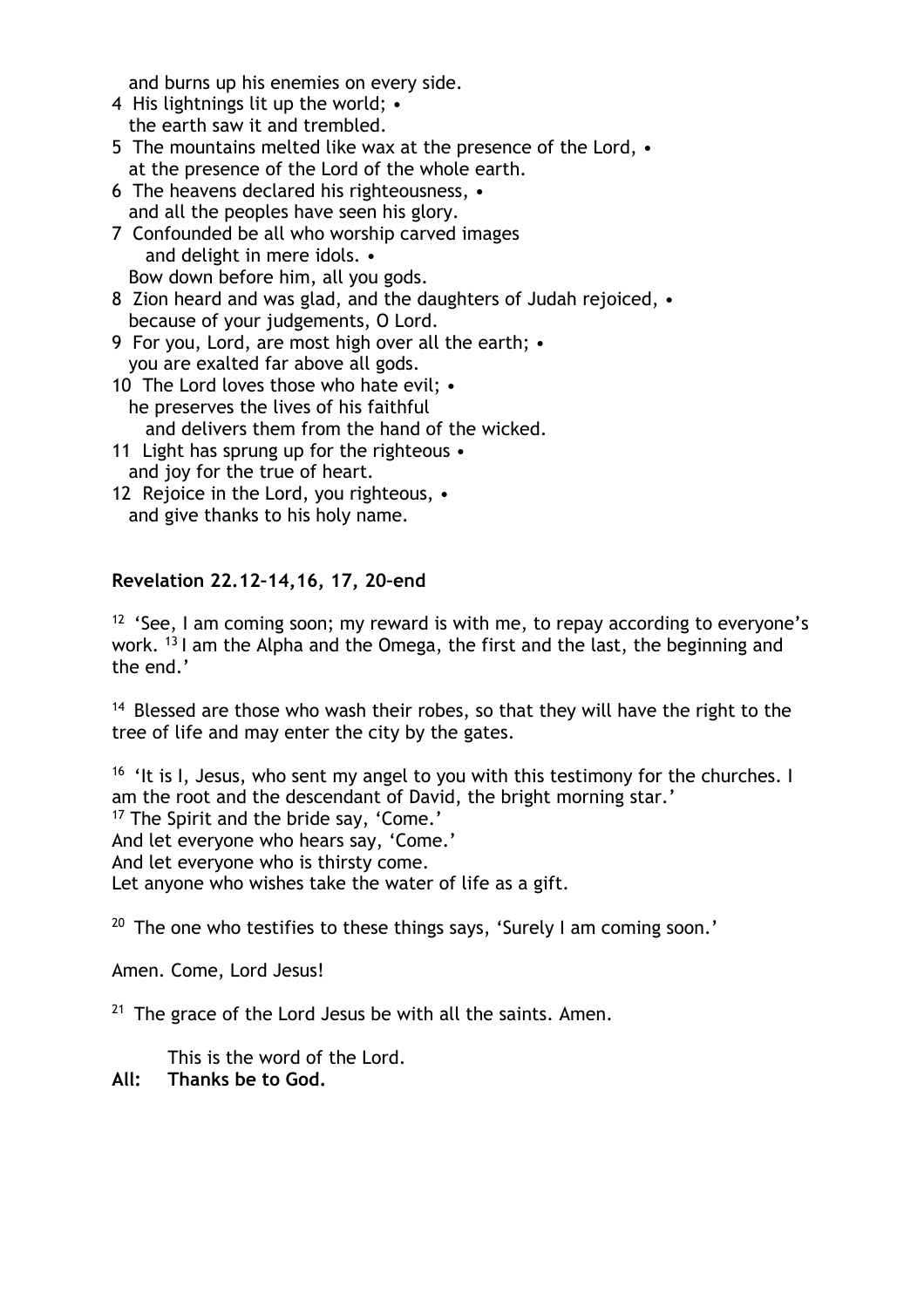and burns up his enemies on every side.

4 His lightnings lit up the world; •
the earth saw it and trembled.

5 The mountains melted like wax at the presence of the Lord, •
at the presence of the Lord of the whole earth.

6 The heavens declared his righteousness, •
and all the peoples have seen his glory.

7 Confounded be all who worship carved images
and delight in mere idols. •
Bow down before him, all you gods.

8 Zion heard and was glad, and the daughters of Judah rejoiced, •
because of your judgements, O Lord.

9 For you, Lord, are most high over all the earth; •
you are exalted far above all gods.

10 The Lord loves those who hate evil; •
he preserves the lives of his faithful
and delivers them from the hand of the wicked.

11 Light has sprung up for the righteous •
and joy for the true of heart.

12 Rejoice in the Lord, you righteous, •
and give thanks to his holy name.

**Revelation 22.12–14,16, 17, 20–end**

[12] 'See, I am coming soon; my reward is with me, to repay according to everyone's work. [13] I am the Alpha and the Omega, the first and the last, the beginning and the end.'

[14] Blessed are those who wash their robes, so that they will have the right to the tree of life and may enter the city by the gates.

[16] 'It is I, Jesus, who sent my angel to you with this testimony for the churches. I am the root and the descendant of David, the bright morning star.'
[17] The Spirit and the bride say, 'Come.'
And let everyone who hears say, 'Come.'
And let everyone who is thirsty come.
Let anyone who wishes take the water of life as a gift.

[20] The one who testifies to these things says, 'Surely I am coming soon.'

Amen. Come, Lord Jesus!

[21] The grace of the Lord Jesus be with all the saints. Amen.

This is the word of the Lord.

**All: Thanks be to God.**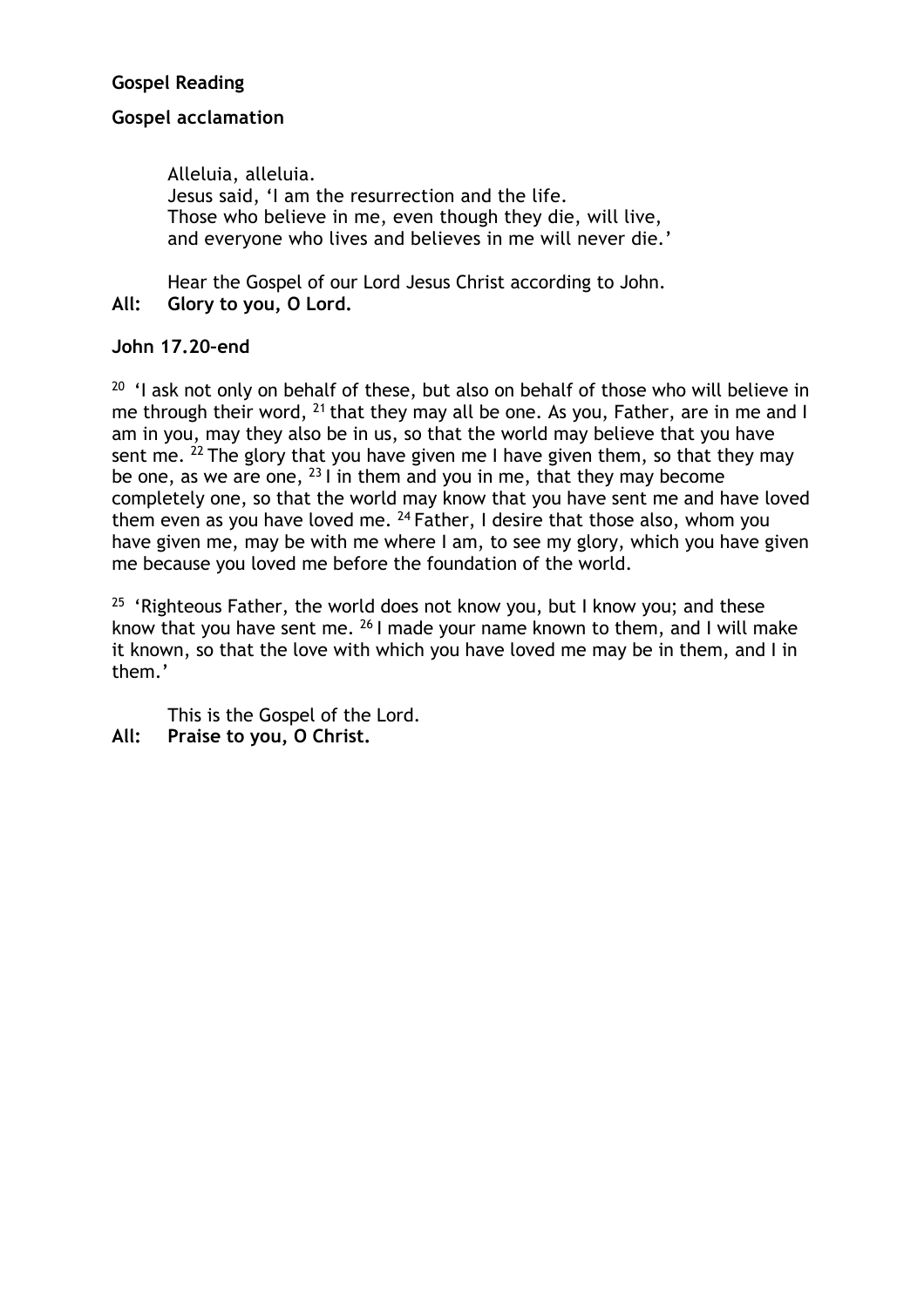**Gospel Reading**

**Gospel acclamation**

Alleluia, alleluia.
Jesus said, 'I am the resurrection and the life.
Those who believe in me, even though they die, will live,
and everyone who lives and believes in me will never die.'

Hear the Gospel of our Lord Jesus Christ according to John.

**All: Glory to you, O Lord.**

**John 17.20–end**

[20] 'I ask not only on behalf of these, but also on behalf of those who will believe in me through their word, [21] that they may all be one. As you, Father, are in me and I am in you, may they also be in us, so that the world may believe that you have sent me. [22] The glory that you have given me I have given them, so that they may be one, as we are one, [23] I in them and you in me, that they may become completely one, so that the world may know that you have sent me and have loved them even as you have loved me. [24] Father, I desire that those also, whom you have given me, may be with me where I am, to see my glory, which you have given me because you loved me before the foundation of the world.

[25] 'Righteous Father, the world does not know you, but I know you; and these know that you have sent me. [26] I made your name known to them, and I will make it known, so that the love with which you have loved me may be in them, and I in them.'

This is the Gospel of the Lord.

**All: Praise to you, O Christ.**